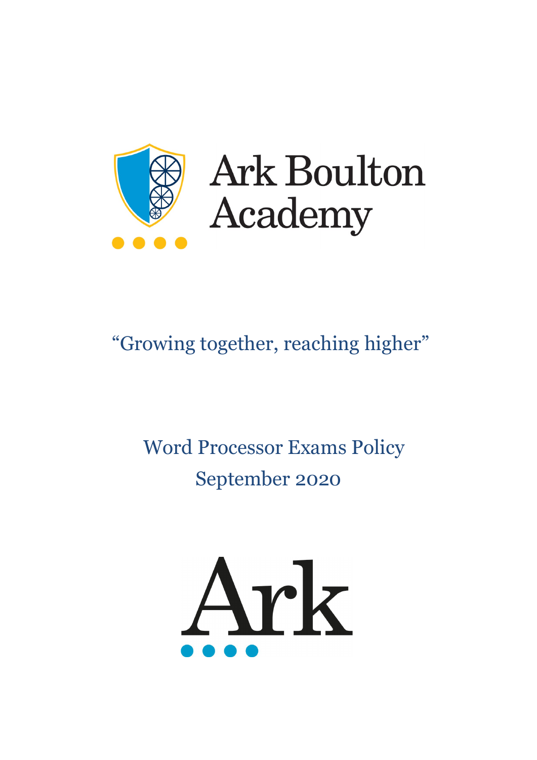# Ark Boulton Academy

"Growing together, reaching higher"

## Word Processor Exams Policy

September 2020

Ark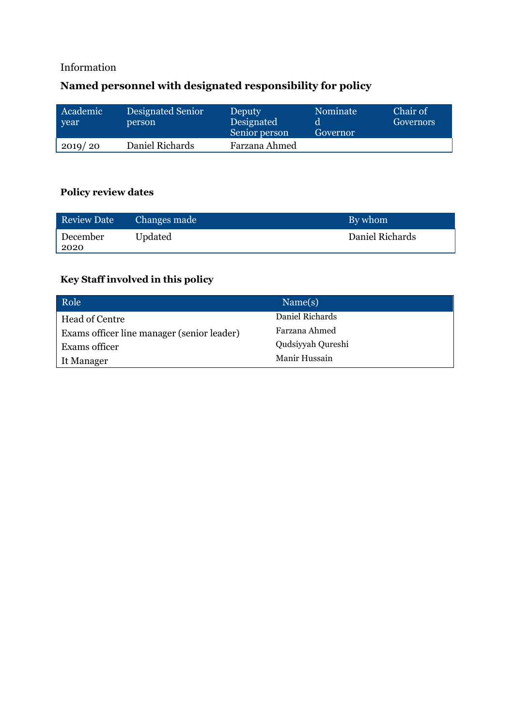Information

## Named personnel with designated responsibility for policy

| Academic year | Designated Senior person | Deputy Designated Senior person | Nominated Governor | Chair of Governors |
|---|---|---|---|---|
| 2019/ 20 | Daniel Richards | Farzana Ahmed | | |

### Policy review dates

| Review Date | Changes made | By whom |
|---|---|---|
| December 2020 | Updated | Daniel Richards |

### Key Staff involved in this policy

| Role | Name(s) |
|---|---|
| Head of Centre | Daniel Richards |
| Exams officer line manager (senior leader) | Farzana Ahmed |
| Exams officer | Qudsiyyah Qureshi |
| It Manager | Manir Hussain |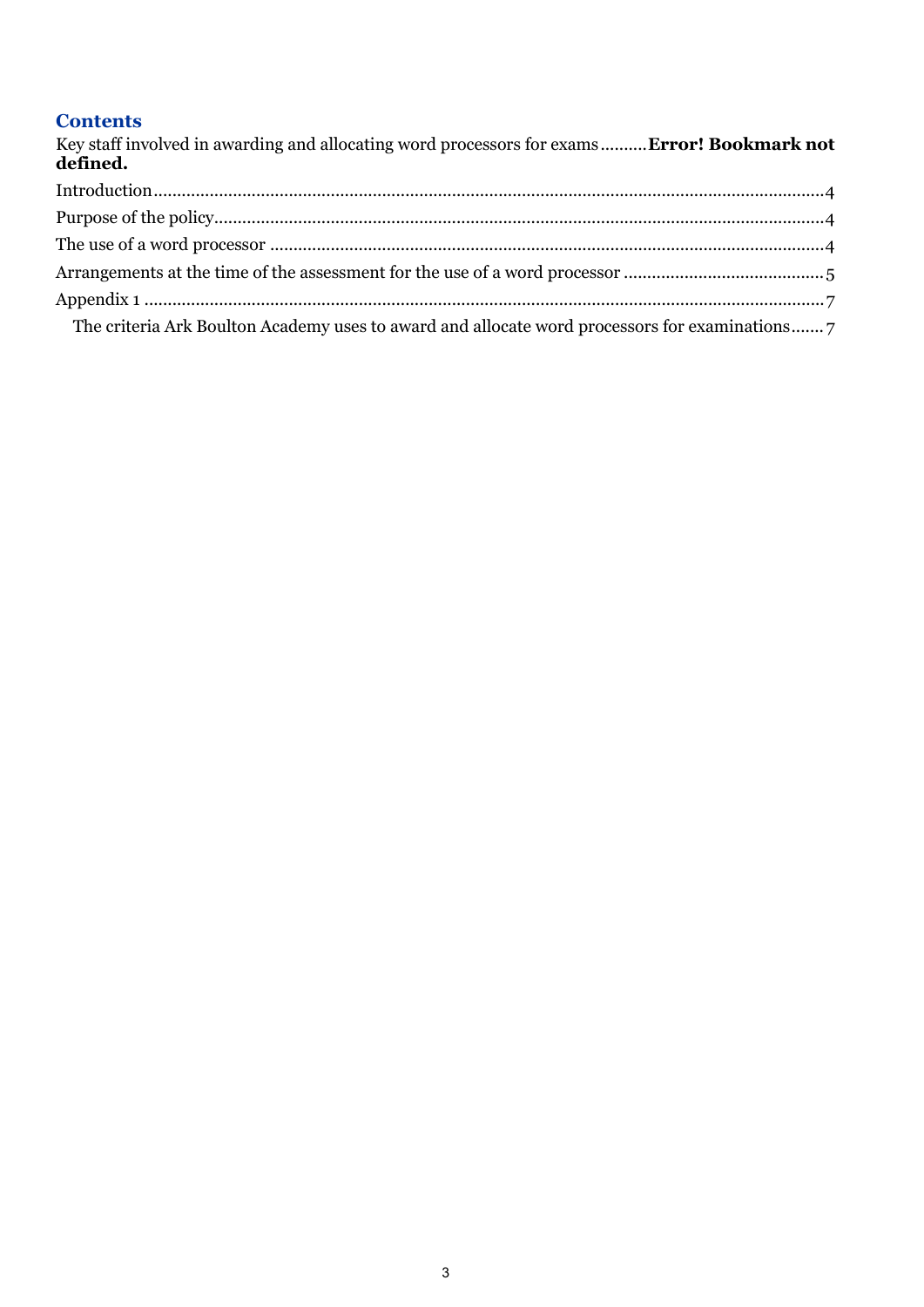## Contents

Key staff involved in awarding and allocating word processors for exams .......... **Error! Bookmark not defined.**

Introduction .......... 4

Purpose of the policy .......... 4

The use of a word processor .......... 4

Arrangements at the time of the assessment for the use of a word processor .......... 5

Appendix 1 .......... 7

- The criteria Ark Boulton Academy uses to award and allocate word processors for examinations .......... 7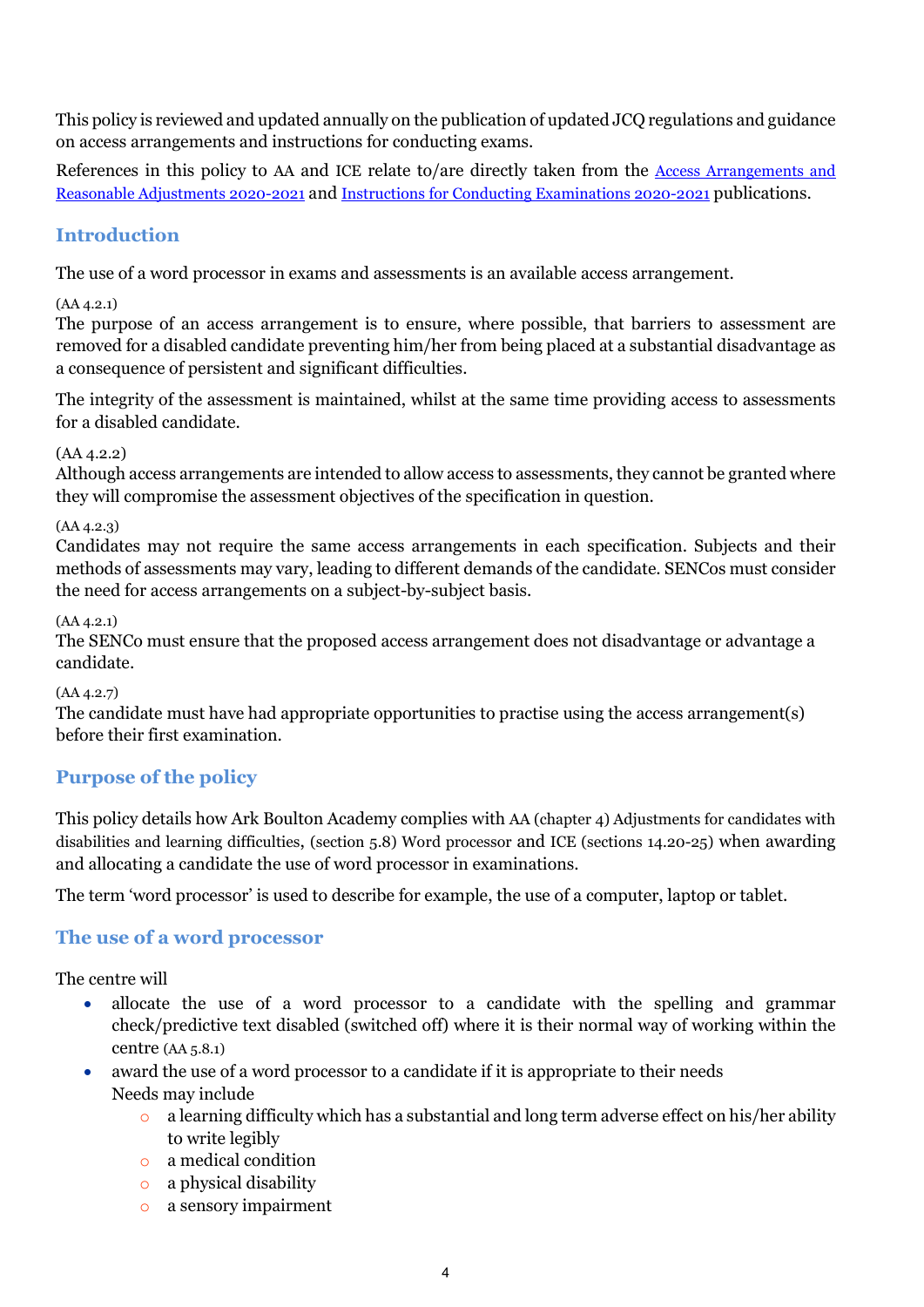This policy is reviewed and updated annually on the publication of updated JCQ regulations and guidance on access arrangements and instructions for conducting exams.

References in this policy to AA and ICE relate to/are directly taken from the [Access Arrangements and Reasonable Adjustments 2020-2021](#) and [Instructions for Conducting Examinations 2020-2021](#) publications.

## Introduction

The use of a word processor in exams and assessments is an available access arrangement.

(AA 4.2.1)
The purpose of an access arrangement is to ensure, where possible, that barriers to assessment are removed for a disabled candidate preventing him/her from being placed at a substantial disadvantage as a consequence of persistent and significant difficulties.

The integrity of the assessment is maintained, whilst at the same time providing access to assessments for a disabled candidate.

(AA 4.2.2)
Although access arrangements are intended to allow access to assessments, they cannot be granted where they will compromise the assessment objectives of the specification in question.

(AA 4.2.3)
Candidates may not require the same access arrangements in each specification. Subjects and their methods of assessments may vary, leading to different demands of the candidate. SENCos must consider the need for access arrangements on a subject-by-subject basis.

(AA 4.2.1)
The SENCo must ensure that the proposed access arrangement does not disadvantage or advantage a candidate.

(AA 4.2.7)
The candidate must have had appropriate opportunities to practise using the access arrangement(s) before their first examination.

## Purpose of the policy

This policy details how Ark Boulton Academy complies with AA (chapter 4) Adjustments for candidates with disabilities and learning difficulties, (section 5.8) Word processor and ICE (sections 14.20-25) when awarding and allocating a candidate the use of word processor in examinations.

The term 'word processor' is used to describe for example, the use of a computer, laptop or tablet.

## The use of a word processor

The centre will

- allocate the use of a word processor to a candidate with the spelling and grammar check/predictive text disabled (switched off) where it is their normal way of working within the centre (AA 5.8.1)
- award the use of a word processor to a candidate if it is appropriate to their needs
  Needs may include
  - a learning difficulty which has a substantial and long term adverse effect on his/her ability to write legibly
  - a medical condition
  - a physical disability
  - a sensory impairment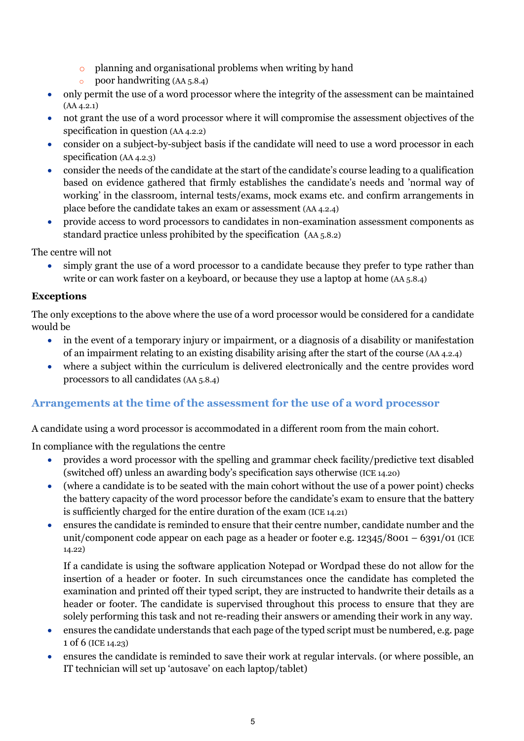- planning and organisational problems when writing by hand
    - poor handwriting (AA 5.8.4)
- only permit the use of a word processor where the integrity of the assessment can be maintained (AA 4.2.1)
- not grant the use of a word processor where it will compromise the assessment objectives of the specification in question (AA 4.2.2)
- consider on a subject-by-subject basis if the candidate will need to use a word processor in each specification (AA 4.2.3)
- consider the needs of the candidate at the start of the candidate's course leading to a qualification based on evidence gathered that firmly establishes the candidate's needs and 'normal way of working' in the classroom, internal tests/exams, mock exams etc. and confirm arrangements in place before the candidate takes an exam or assessment (AA 4.2.4)
- provide access to word processors to candidates in non-examination assessment components as standard practice unless prohibited by the specification (AA 5.8.2)

The centre will not

- simply grant the use of a word processor to a candidate because they prefer to type rather than write or can work faster on a keyboard, or because they use a laptop at home (AA 5.8.4)

**Exceptions**

The only exceptions to the above where the use of a word processor would be considered for a candidate would be

- in the event of a temporary injury or impairment, or a diagnosis of a disability or manifestation of an impairment relating to an existing disability arising after the start of the course (AA 4.2.4)
- where a subject within the curriculum is delivered electronically and the centre provides word processors to all candidates (AA 5.8.4)

## Arrangements at the time of the assessment for the use of a word processor

A candidate using a word processor is accommodated in a different room from the main cohort.

In compliance with the regulations the centre

- provides a word processor with the spelling and grammar check facility/predictive text disabled (switched off) unless an awarding body's specification says otherwise (ICE 14.20)
- (where a candidate is to be seated with the main cohort without the use of a power point) checks the battery capacity of the word processor before the candidate's exam to ensure that the battery is sufficiently charged for the entire duration of the exam (ICE 14.21)
- ensures the candidate is reminded to ensure that their centre number, candidate number and the unit/component code appear on each page as a header or footer e.g. 12345/8001 – 6391/01 (ICE 14.22)

  If a candidate is using the software application Notepad or Wordpad these do not allow for the insertion of a header or footer. In such circumstances once the candidate has completed the examination and printed off their typed script, they are instructed to handwrite their details as a header or footer. The candidate is supervised throughout this process to ensure that they are solely performing this task and not re-reading their answers or amending their work in any way.
- ensures the candidate understands that each page of the typed script must be numbered, e.g. page 1 of 6 (ICE 14.23)
- ensures the candidate is reminded to save their work at regular intervals. (or where possible, an IT technician will set up 'autosave' on each laptop/tablet)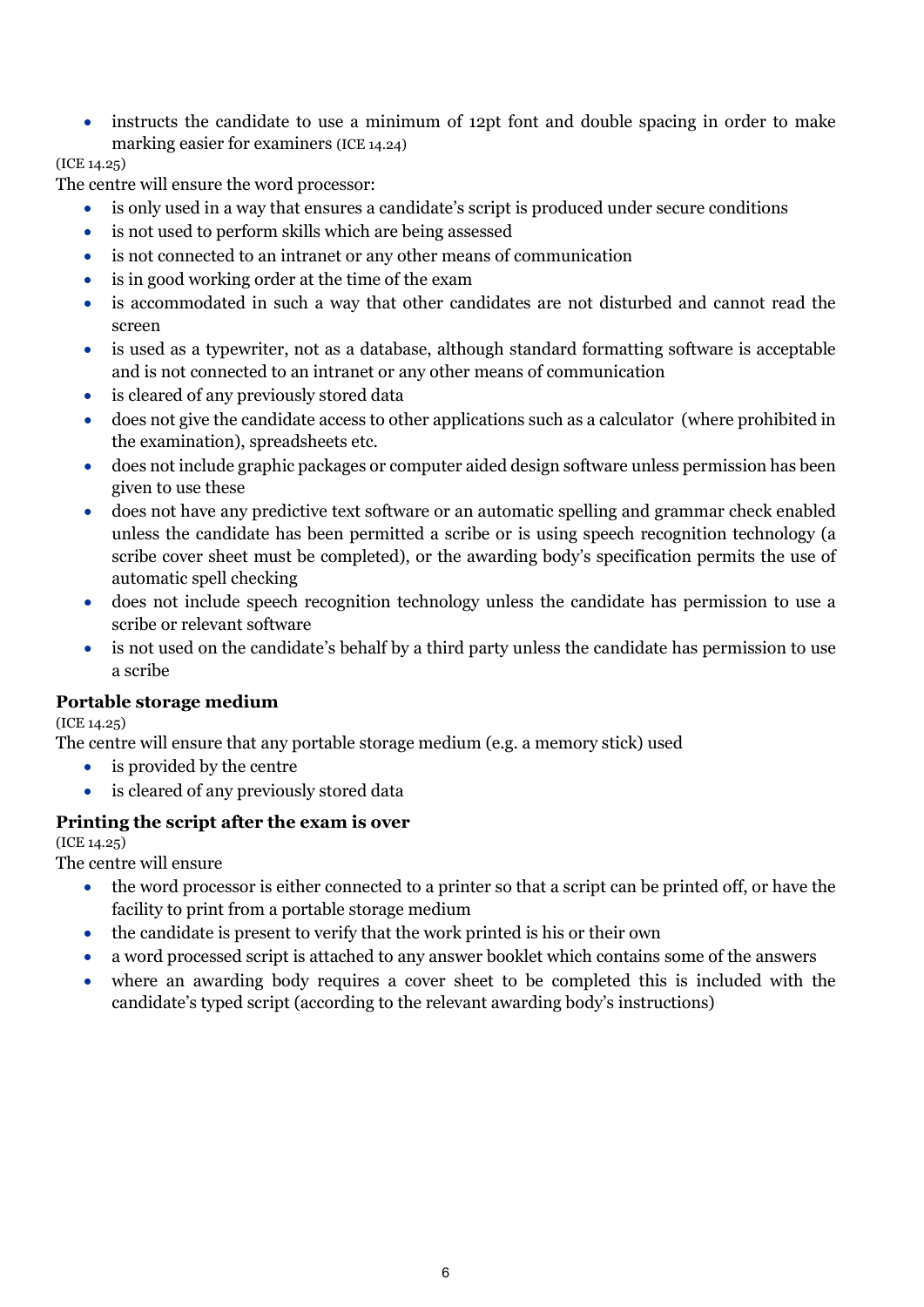- instructs the candidate to use a minimum of 12pt font and double spacing in order to make marking easier for examiners (ICE 14.24)

(ICE 14.25)

The centre will ensure the word processor:

- is only used in a way that ensures a candidate's script is produced under secure conditions
- is not used to perform skills which are being assessed
- is not connected to an intranet or any other means of communication
- is in good working order at the time of the exam
- is accommodated in such a way that other candidates are not disturbed and cannot read the screen
- is used as a typewriter, not as a database, although standard formatting software is acceptable and is not connected to an intranet or any other means of communication
- is cleared of any previously stored data
- does not give the candidate access to other applications such as a calculator (where prohibited in the examination), spreadsheets etc.
- does not include graphic packages or computer aided design software unless permission has been given to use these
- does not have any predictive text software or an automatic spelling and grammar check enabled unless the candidate has been permitted a scribe or is using speech recognition technology (a scribe cover sheet must be completed), or the awarding body's specification permits the use of automatic spell checking
- does not include speech recognition technology unless the candidate has permission to use a scribe or relevant software
- is not used on the candidate's behalf by a third party unless the candidate has permission to use a scribe

### Portable storage medium

(ICE 14.25)

The centre will ensure that any portable storage medium (e.g. a memory stick) used

- is provided by the centre
- is cleared of any previously stored data

### Printing the script after the exam is over

(ICE 14.25)

The centre will ensure

- the word processor is either connected to a printer so that a script can be printed off, or have the facility to print from a portable storage medium
- the candidate is present to verify that the work printed is his or their own
- a word processed script is attached to any answer booklet which contains some of the answers
- where an awarding body requires a cover sheet to be completed this is included with the candidate's typed script (according to the relevant awarding body's instructions)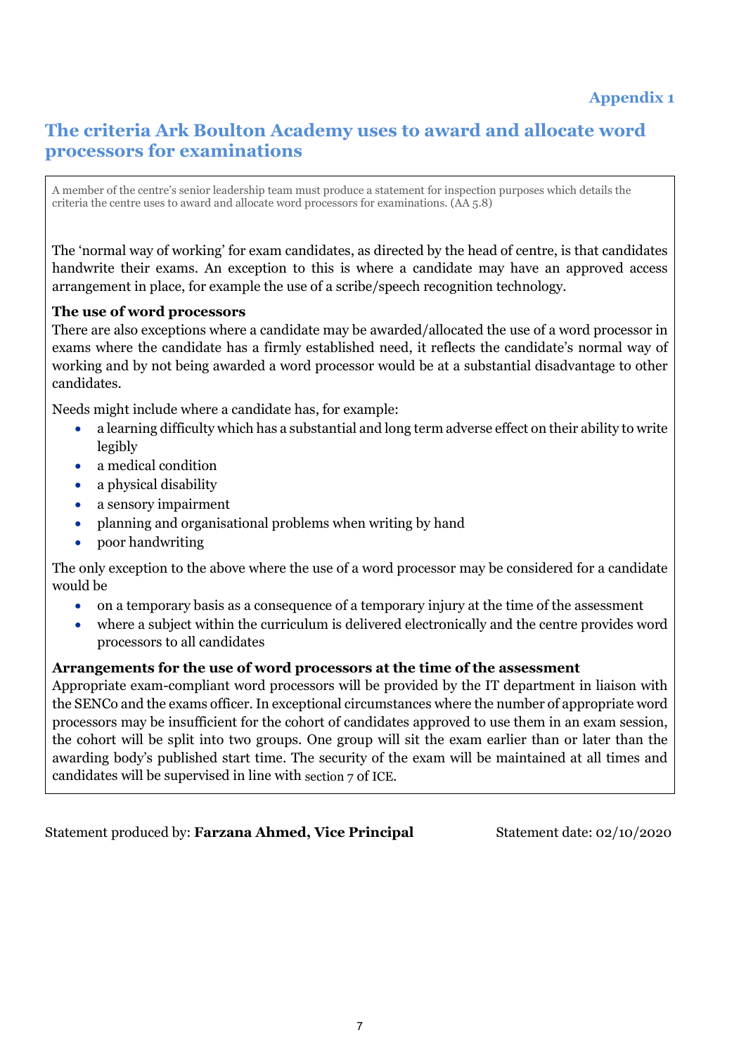**Appendix 1**

## The criteria Ark Boulton Academy uses to award and allocate word processors for examinations

A member of the centre's senior leadership team must produce a statement for inspection purposes which details the criteria the centre uses to award and allocate word processors for examinations. (AA 5.8)

The 'normal way of working' for exam candidates, as directed by the head of centre, is that candidates handwrite their exams. An exception to this is where a candidate may have an approved access arrangement in place, for example the use of a scribe/speech recognition technology.

**The use of word processors**

There are also exceptions where a candidate may be awarded/allocated the use of a word processor in exams where the candidate has a firmly established need, it reflects the candidate's normal way of working and by not being awarded a word processor would be at a substantial disadvantage to other candidates.

Needs might include where a candidate has, for example:

- a learning difficulty which has a substantial and long term adverse effect on their ability to write legibly
- a medical condition
- a physical disability
- a sensory impairment
- planning and organisational problems when writing by hand
- poor handwriting

The only exception to the above where the use of a word processor may be considered for a candidate would be

- on a temporary basis as a consequence of a temporary injury at the time of the assessment
- where a subject within the curriculum is delivered electronically and the centre provides word processors to all candidates

**Arrangements for the use of word processors at the time of the assessment**

Appropriate exam-compliant word processors will be provided by the IT department in liaison with the SENCo and the exams officer. In exceptional circumstances where the number of appropriate word processors may be insufficient for the cohort of candidates approved to use them in an exam session, the cohort will be split into two groups. One group will sit the exam earlier than or later than the awarding body's published start time. The security of the exam will be maintained at all times and candidates will be supervised in line with section 7 of ICE.

Statement produced by: **Farzana Ahmed, Vice Principal**

Statement date: 02/10/2020